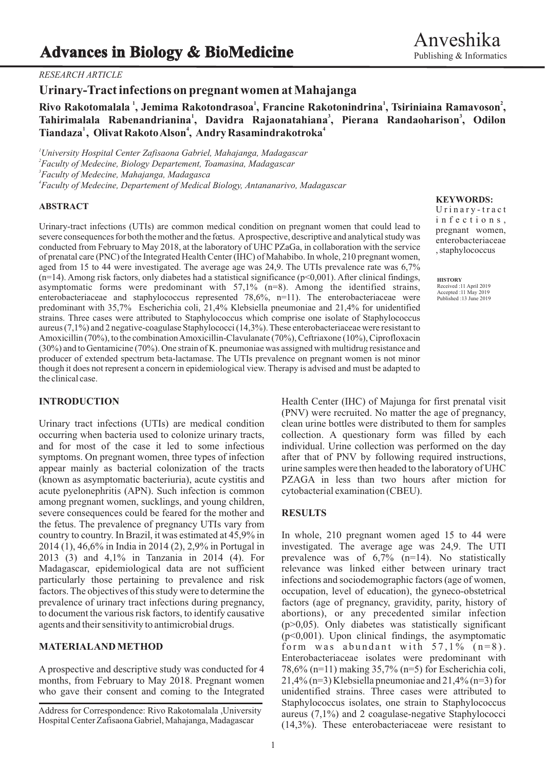*RESEARCH ARTICLE*

# Urinary-Tract infections on pregnant women at Mahajanga

**Rivo Rakotomalala [1], Jemima Rakotondrasoa[1], Francine Rakotonindrina[1], Tsiriniaina Ramavoson[2], Tahirimalala Rabenandrianina[1], Davidra Rajaonatahiana[3], Pierana Randaoharison[3], Odilon Tiandaza[1], Olivat Rakoto Alson[4], Andry Rasamindrakotroka[4]**

[1]*University Hospital Center Zafisaona Gabriel, Mahajanga, Madagascar*
[2]*Faculty of Medecine, Biology Departement, Toamasina, Madagascar*
[3]*Faculty of Medecine, Mahajanga, Madagasca*
[4]*Faculty of Medecine, Departement of Medical Biology, Antananarivo, Madagascar*

**KEYWORDS:** Urinary-tract infections, pregnant women, enterobacteriaceae, staphylococcus

**HISTORY**
Received :11 April 2019
Accepted :11 May 2019
Published :13 June 2019

## ABSTRACT

Urinary-tract infections (UTIs) are common medical condition on pregnant women that could lead to severe consequences for both the mother and the fœtus. A prospective, descriptive and analytical study was conducted from February to May 2018, at the laboratory of UHC PZaGa, in collaboration with the service of prenatal care (PNC) of the Integrated Health Center (IHC) of Mahabibo. In whole, 210 pregnant women, aged from 15 to 44 were investigated. The average age was 24,9. The UTIs prevalence rate was 6,7% (n=14). Among risk factors, only diabetes had a statistical significance (p<0,001). After clinical findings, asymptomatic forms were predominant with 57,1% (n=8). Among the identified strains, enterobacteriaceae and staphylococcus represented 78,6%, n=11). The enterobacteriaceae were predominant with 35,7% Escherichia coli, 21,4% Klebsiella pneumoniae and 21,4% for unidentified strains. Three cases were attributed to Staphylococcus which comprise one isolate of Staphylococcus aureus (7,1%) and 2 negative-coagulase Staphylococci (14,3%). These enterobacteriaceae were resistant to Amoxicillin (70%), to the combination Amoxicillin-Clavulanate (70%), Ceftriaxone (10%), Ciprofloxacin (30%) and to Gentamicine (70%). One strain of K. pneumoniae was assigned with multidrug resistance and producer of extended spectrum beta-lactamase. The UTIs prevalence on pregnant women is not minor though it does not represent a concern in epidemiological view. Therapy is advised and must be adapted to the clinical case.

## INTRODUCTION

Urinary tract infections (UTIs) are medical condition occurring when bacteria used to colonize urinary tracts, and for most of the case it led to some infectious symptoms. On pregnant women, three types of infection appear mainly as bacterial colonization of the tracts (known as asymptomatic bacteriuria), acute cystitis and acute pyelonephritis (APN). Such infection is common among pregnant women, sucklings, and young children, severe consequences could be feared for the mother and the fetus. The prevalence of pregnancy UTIs vary from country to country. In Brazil, it was estimated at 45,9% in 2014 (1), 46,6% in India in 2014 (2), 2,9% in Portugal in 2013 (3) and 4,1% in Tanzania in 2014 (4). For Madagascar, epidemiological data are not sufficient particularly those pertaining to prevalence and risk factors. The objectives of this study were to determine the prevalence of urinary tract infections during pregnancy, to document the various risk factors, to identify causative agents and their sensitivity to antimicrobial drugs.

## MATERIAL AND METHOD

A prospective and descriptive study was conducted for 4 months, from February to May 2018. Pregnant women who gave their consent and coming to the Integrated Health Center (IHC) of Majunga for first prenatal visit (PNV) were recruited. No matter the age of pregnancy, clean urine bottles were distributed to them for samples collection. A questionary form was filled by each individual. Urine collection was performed on the day after that of PNV by following required instructions, urine samples were then headed to the laboratory of UHC PZAGA in less than two hours after miction for cytobacterial examination (CBEU).

## RESULTS

In whole, 210 pregnant women aged 15 to 44 were investigated. The average age was 24,9. The UTI prevalence was of 6,7% (n=14). No statistically relevance was linked either between urinary tract infections and sociodemographic factors (age of women, occupation, level of education), the gyneco-obstetrical factors (age of pregnancy, gravidity, parity, history of abortions), or any precedented similar infection (p>0,05). Only diabetes was statistically significant (p<0,001). Upon clinical findings, the asymptomatic form was abundant with 57,1% (n=8). Enterobacteriaceae isolates were predominant with 78,6% (n=11) making 35,7% (n=5) for Escherichia coli, 21,4% (n=3) Klebsiella pneumoniae and 21,4% (n=3) for unidentified strains. Three cases were attributed to Staphylococcus isolates, one strain to Staphylococcus aureus (7,1%) and 2 coagulase-negative Staphylococci (14,3%). These enterobacteriaceae were resistant to

Address for Correspondence: Rivo Rakotomalala ,University Hospital Center Zafisaona Gabriel, Mahajanga, Madagascar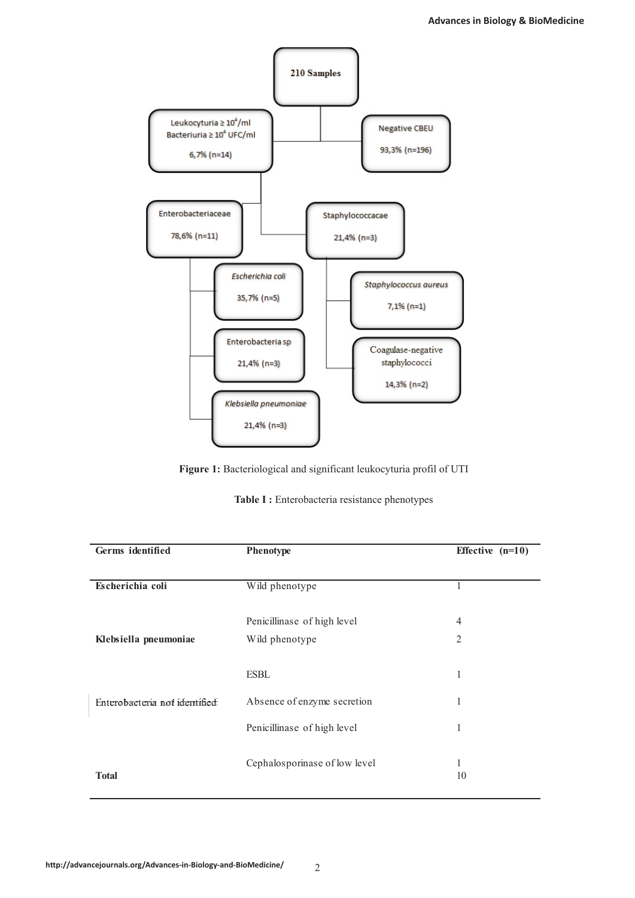- **210 Samples**
  - Leukocyturia ≥ $10^4$/ml, Bacteriuria ≥ $10^4$ UFC/ml — 6,7% (n=14)
    - Enterobacteriaceae — 78,6% (n=11)
      - *Escherichia coli* — 35,7% (n=5)
      - Enterobacteria sp — 21,4% (n=3)
      - *Klebsiella pneumoniae* — 21,4% (n=3)
    - Staphylococcacae — 21,4% (n=3)
      - *Staphylococcus aureus* — 7,1% (n=1)
      - Coagulase-negative staphylococci — 14,3% (n=2)
  - Negative CBEU — 93,3% (n=196)

**Figure 1:** Bacteriological and significant leukocyturia profil of UTI

**Table I :** Enterobacteria resistance phenotypes

| Germs identified | Phenotype | Effective (n=10) |
|---|---|---|
| **Escherichia coli** | Wild phenotype | 1 |
| | Penicillinase of high level | 4 |
| **Klebsiella pneumoniae** | Wild phenotype | 2 |
| | ESBL | 1 |
| Enterobacteria not identified | Absence of enzyme secretion | 1 |
| | Penicillinase of high level | 1 |
| | Cephalosporinase of low level | 1 |
| **Total** | | 10 |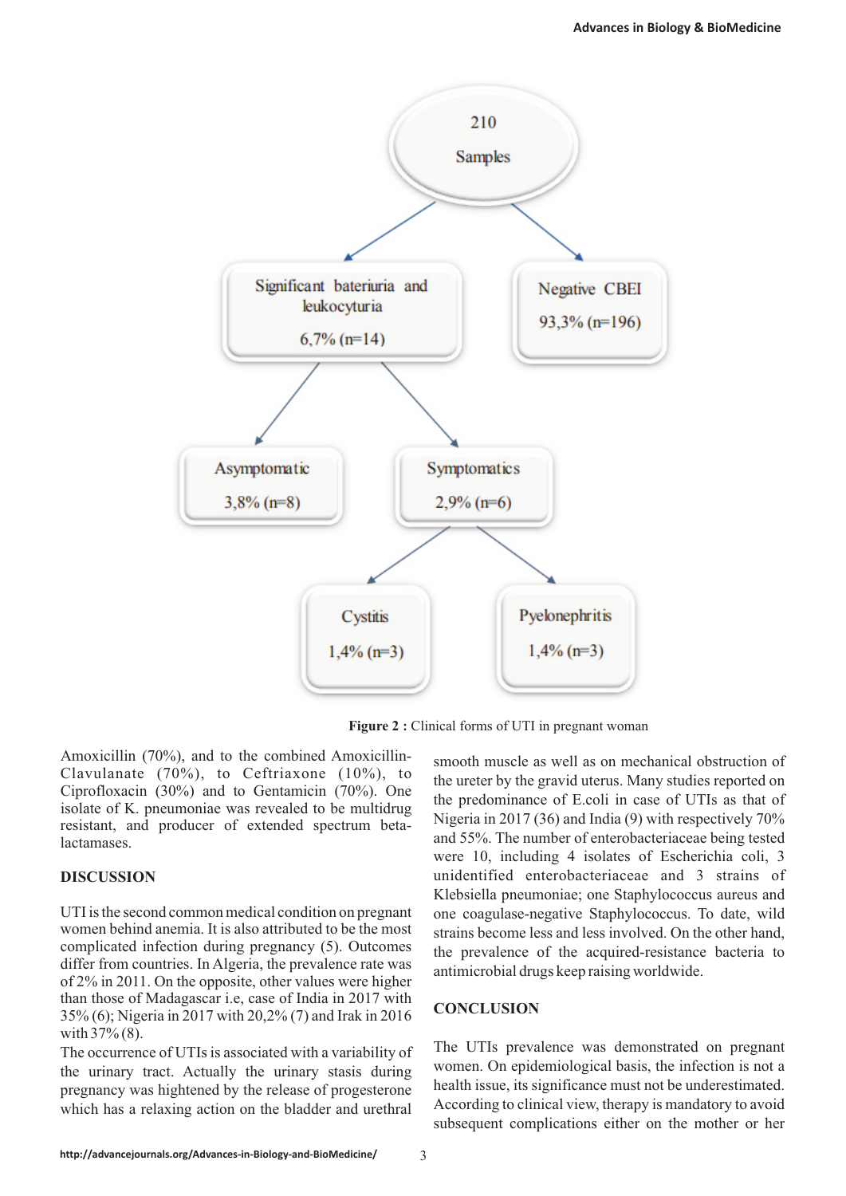210 Samples

- Significant bateriuria and leukocyturia 6,7% (n=14)
  - Asymptomatic 3,8% (n=8)
  - Symptomatics 2,9% (n=6)
    - Cystitis 1,4% (n=3)
    - Pyelonephritis 1,4% (n=3)
- Negative CBEI 93,3% (n=196)

**Figure 2 :** Clinical forms of UTI in pregnant woman

Amoxicillin (70%), and to the combined Amoxicillin-Clavulanate (70%), to Ceftriaxone (10%), to Ciprofloxacin (30%) and to Gentamicin (70%). One isolate of K. pneumoniae was revealed to be multidrug resistant, and producer of extended spectrum beta-lactamases.

## DISCUSSION

UTI is the second common medical condition on pregnant women behind anemia. It is also attributed to be the most complicated infection during pregnancy (5). Outcomes differ from countries. In Algeria, the prevalence rate was of 2% in 2011. On the opposite, other values were higher than those of Madagascar i.e, case of India in 2017 with 35% (6); Nigeria in 2017 with 20,2% (7) and Irak in 2016 with 37% (8).

The occurrence of UTIs is associated with a variability of the urinary tract. Actually the urinary stasis during pregnancy was hightened by the release of progesterone which has a relaxing action on the bladder and urethral smooth muscle as well as on mechanical obstruction of the ureter by the gravid uterus. Many studies reported on the predominance of E.coli in case of UTIs as that of Nigeria in 2017 (36) and India (9) with respectively 70% and 55%. The number of enterobacteriaceae being tested were 10, including 4 isolates of Escherichia coli, 3 unidentified enterobacteriaceae and 3 strains of Klebsiella pneumoniae; one Staphylococcus aureus and one coagulase-negative Staphylococcus. To date, wild strains become less and less involved. On the other hand, the prevalence of the acquired-resistance bacteria to antimicrobial drugs keep raising worldwide.

## CONCLUSION

The UTIs prevalence was demonstrated on pregnant women. On epidemiological basis, the infection is not a health issue, its significance must not be underestimated. According to clinical view, therapy is mandatory to avoid subsequent complications either on the mother or her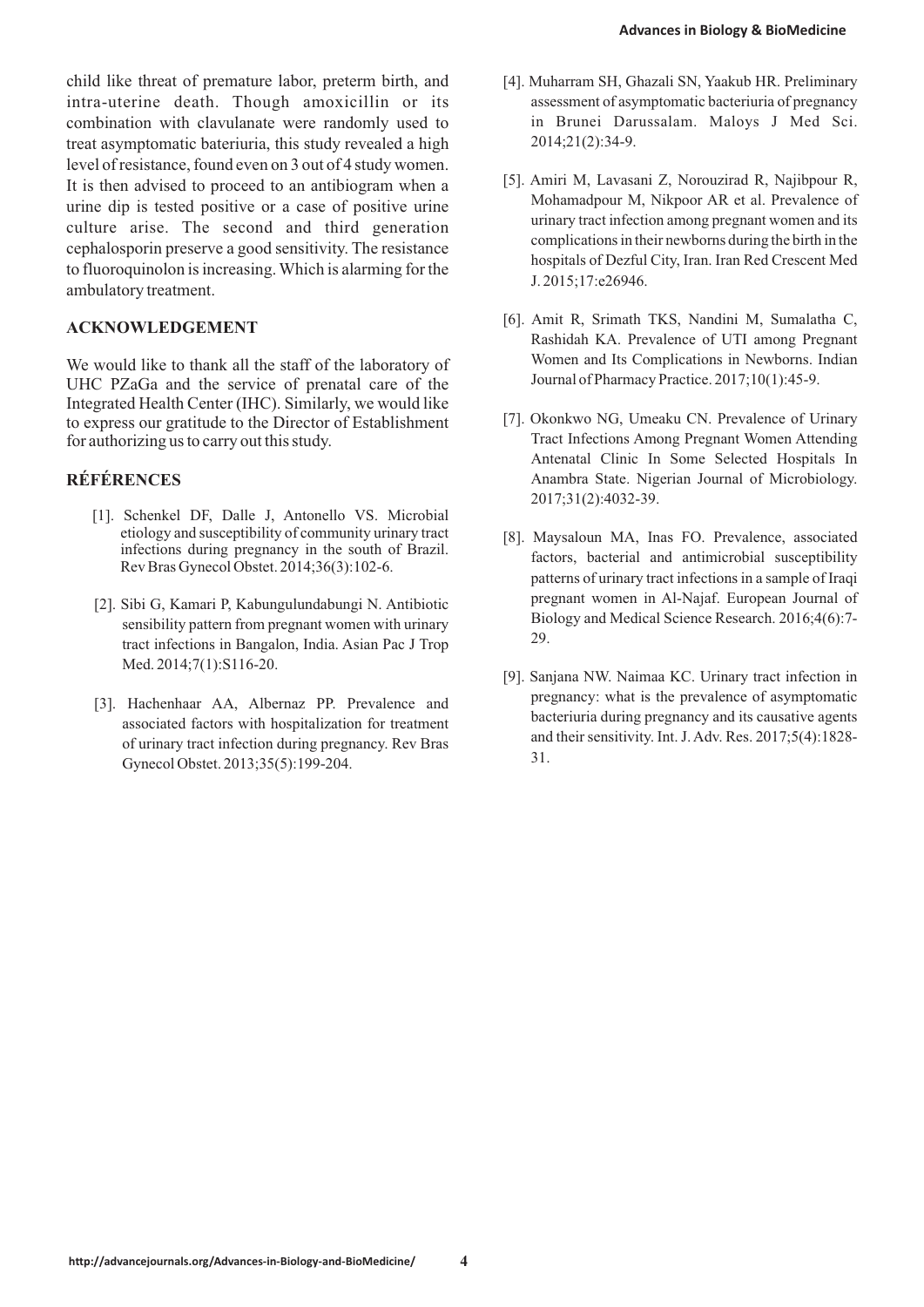child like threat of premature labor, preterm birth, and intra-uterine death. Though amoxicillin or its combination with clavulanate were randomly used to treat asymptomatic bateriuria, this study revealed a high level of resistance, found even on 3 out of 4 study women. It is then advised to proceed to an antibiogram when a urine dip is tested positive or a case of positive urine culture arise. The second and third generation cephalosporin preserve a good sensitivity. The resistance to fluoroquinolon is increasing. Which is alarming for the ambulatory treatment.

## ACKNOWLEDGEMENT

We would like to thank all the staff of the laboratory of UHC PZaGa and the service of prenatal care of the Integrated Health Center (IHC). Similarly, we would like to express our gratitude to the Director of Establishment for authorizing us to carry out this study.

## RÉFÉRENCES

[1]. Schenkel DF, Dalle J, Antonello VS. Microbial etiology and susceptibility of community urinary tract infections during pregnancy in the south of Brazil. Rev Bras Gynecol Obstet. 2014;36(3):102-6.

[2]. Sibi G, Kamari P, Kabungulundabungi N. Antibiotic sensibility pattern from pregnant women with urinary tract infections in Bangalon, India. Asian Pac J Trop Med. 2014;7(1):S116-20.

[3]. Hachenhaar AA, Albernaz PP. Prevalence and associated factors with hospitalization for treatment of urinary tract infection during pregnancy. Rev Bras Gynecol Obstet. 2013;35(5):199-204.

[4]. Muharram SH, Ghazali SN, Yaakub HR. Preliminary assessment of asymptomatic bacteriuria of pregnancy in Brunei Darussalam. Maloys J Med Sci. 2014;21(2):34-9.

[5]. Amiri M, Lavasani Z, Norouzirad R, Najibpour R, Mohamadpour M, Nikpoor AR et al. Prevalence of urinary tract infection among pregnant women and its complications in their newborns during the birth in the hospitals of Dezful City, Iran. Iran Red Crescent Med J. 2015;17:e26946.

[6]. Amit R, Srimath TKS, Nandini M, Sumalatha C, Rashidah KA. Prevalence of UTI among Pregnant Women and Its Complications in Newborns. Indian Journal of Pharmacy Practice. 2017;10(1):45-9.

[7]. Okonkwo NG, Umeaku CN. Prevalence of Urinary Tract Infections Among Pregnant Women Attending Antenatal Clinic In Some Selected Hospitals In Anambra State. Nigerian Journal of Microbiology. 2017;31(2):4032-39.

[8]. Maysaloun MA, Inas FO. Prevalence, associated factors, bacterial and antimicrobial susceptibility patterns of urinary tract infections in a sample of Iraqi pregnant women in Al-Najaf. European Journal of Biology and Medical Science Research. 2016;4(6):7-29.

[9]. Sanjana NW. Naimaa KC. Urinary tract infection in pregnancy: what is the prevalence of asymptomatic bacteriuria during pregnancy and its causative agents and their sensitivity. Int. J. Adv. Res. 2017;5(4):1828-31.